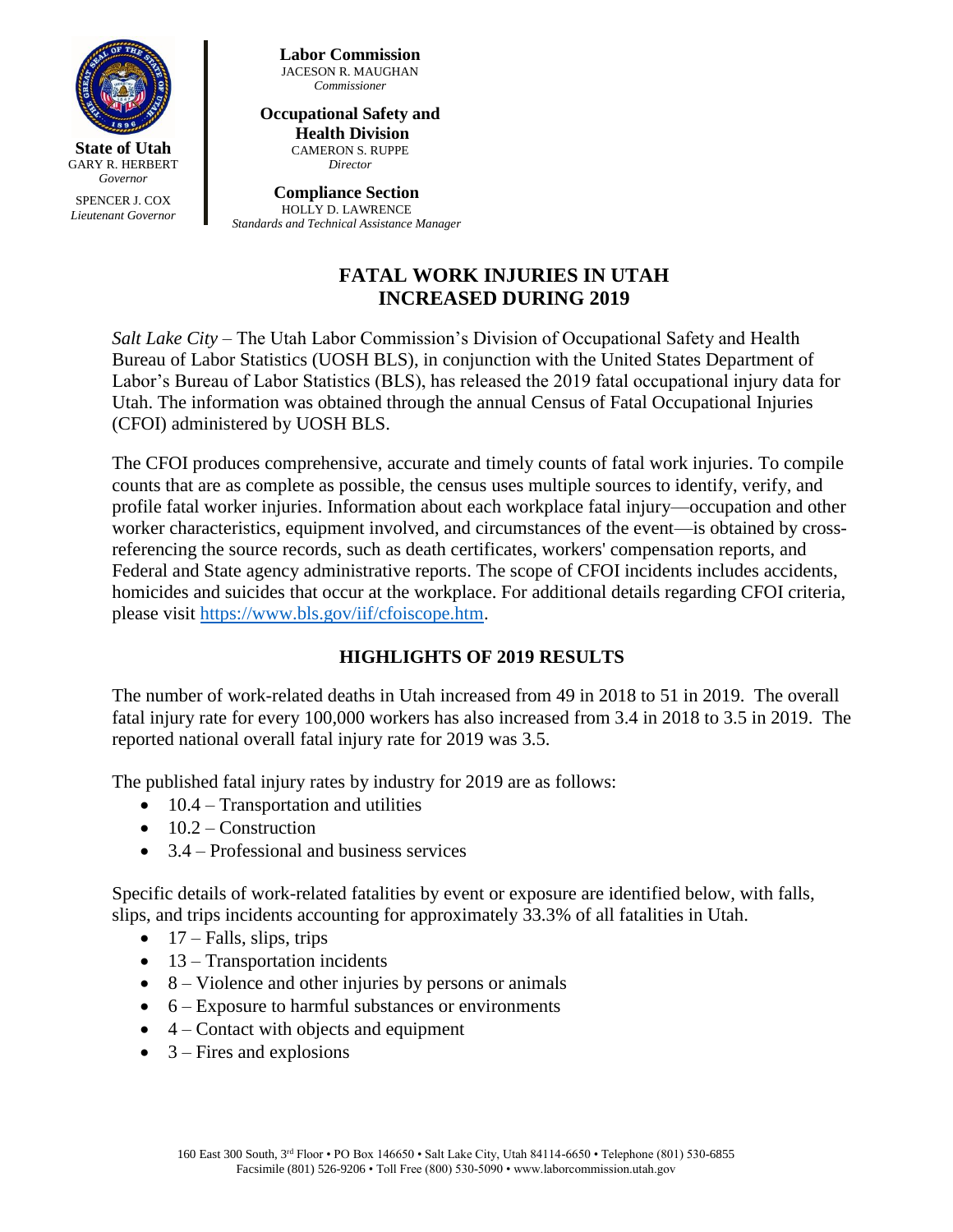**State of Utah**
GARY R. HERBERT
*Governor*

SPENCER J. COX
*Lieutenant Governor*

**Labor Commission**
JACESON R. MAUGHAN
*Commissioner*

**Occupational Safety and Health Division**
CAMERON S. RUPPE
*Director*

**Compliance Section**
HOLLY D. LAWRENCE
*Standards and Technical Assistance Manager*

# FATAL WORK INJURIES IN UTAH INCREASED DURING 2019

*Salt Lake City* – The Utah Labor Commission's Division of Occupational Safety and Health Bureau of Labor Statistics (UOSH BLS), in conjunction with the United States Department of Labor's Bureau of Labor Statistics (BLS), has released the 2019 fatal occupational injury data for Utah. The information was obtained through the annual Census of Fatal Occupational Injuries (CFOI) administered by UOSH BLS.

The CFOI produces comprehensive, accurate and timely counts of fatal work injuries. To compile counts that are as complete as possible, the census uses multiple sources to identify, verify, and profile fatal worker injuries. Information about each workplace fatal injury—occupation and other worker characteristics, equipment involved, and circumstances of the event—is obtained by cross-referencing the source records, such as death certificates, workers' compensation reports, and Federal and State agency administrative reports. The scope of CFOI incidents includes accidents, homicides and suicides that occur at the workplace. For additional details regarding CFOI criteria, please visit https://www.bls.gov/iif/cfoiscope.htm.

## HIGHLIGHTS OF 2019 RESULTS

The number of work-related deaths in Utah increased from 49 in 2018 to 51 in 2019. The overall fatal injury rate for every 100,000 workers has also increased from 3.4 in 2018 to 3.5 in 2019. The reported national overall fatal injury rate for 2019 was 3.5.

The published fatal injury rates by industry for 2019 are as follows:

- 10.4 – Transportation and utilities
- 10.2 – Construction
- 3.4 – Professional and business services

Specific details of work-related fatalities by event or exposure are identified below, with falls, slips, and trips incidents accounting for approximately 33.3% of all fatalities in Utah.

- 17 – Falls, slips, trips
- 13 – Transportation incidents
- 8 – Violence and other injuries by persons or animals
- 6 – Exposure to harmful substances or environments
- 4 – Contact with objects and equipment
- 3 – Fires and explosions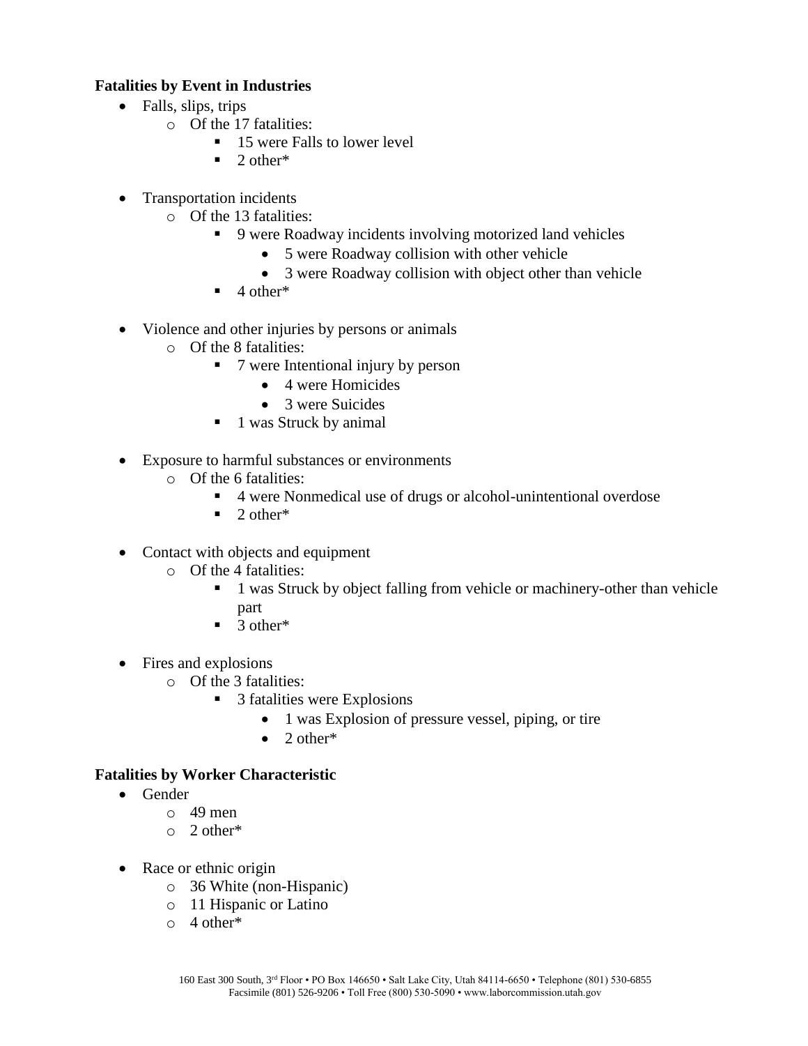**Fatalities by Event in Industries**

- Falls, slips, trips
  - Of the 17 fatalities:
    - 15 were Falls to lower level
    - 2 other*

- Transportation incidents
  - Of the 13 fatalities:
    - 9 were Roadway incidents involving motorized land vehicles
      - 5 were Roadway collision with other vehicle
      - 3 were Roadway collision with object other than vehicle
    - 4 other*

- Violence and other injuries by persons or animals
  - Of the 8 fatalities:
    - 7 were Intentional injury by person
      - 4 were Homicides
      - 3 were Suicides
    - 1 was Struck by animal

- Exposure to harmful substances or environments
  - Of the 6 fatalities:
    - 4 were Nonmedical use of drugs or alcohol-unintentional overdose
    - 2 other*

- Contact with objects and equipment
  - Of the 4 fatalities:
    - 1 was Struck by object falling from vehicle or machinery-other than vehicle part
    - 3 other*

- Fires and explosions
  - Of the 3 fatalities:
    - 3 fatalities were Explosions
      - 1 was Explosion of pressure vessel, piping, or tire
      - 2 other*

**Fatalities by Worker Characteristic**

- Gender
  - 49 men
  - 2 other*

- Race or ethnic origin
  - 36 White (non-Hispanic)
  - 11 Hispanic or Latino
  - 4 other*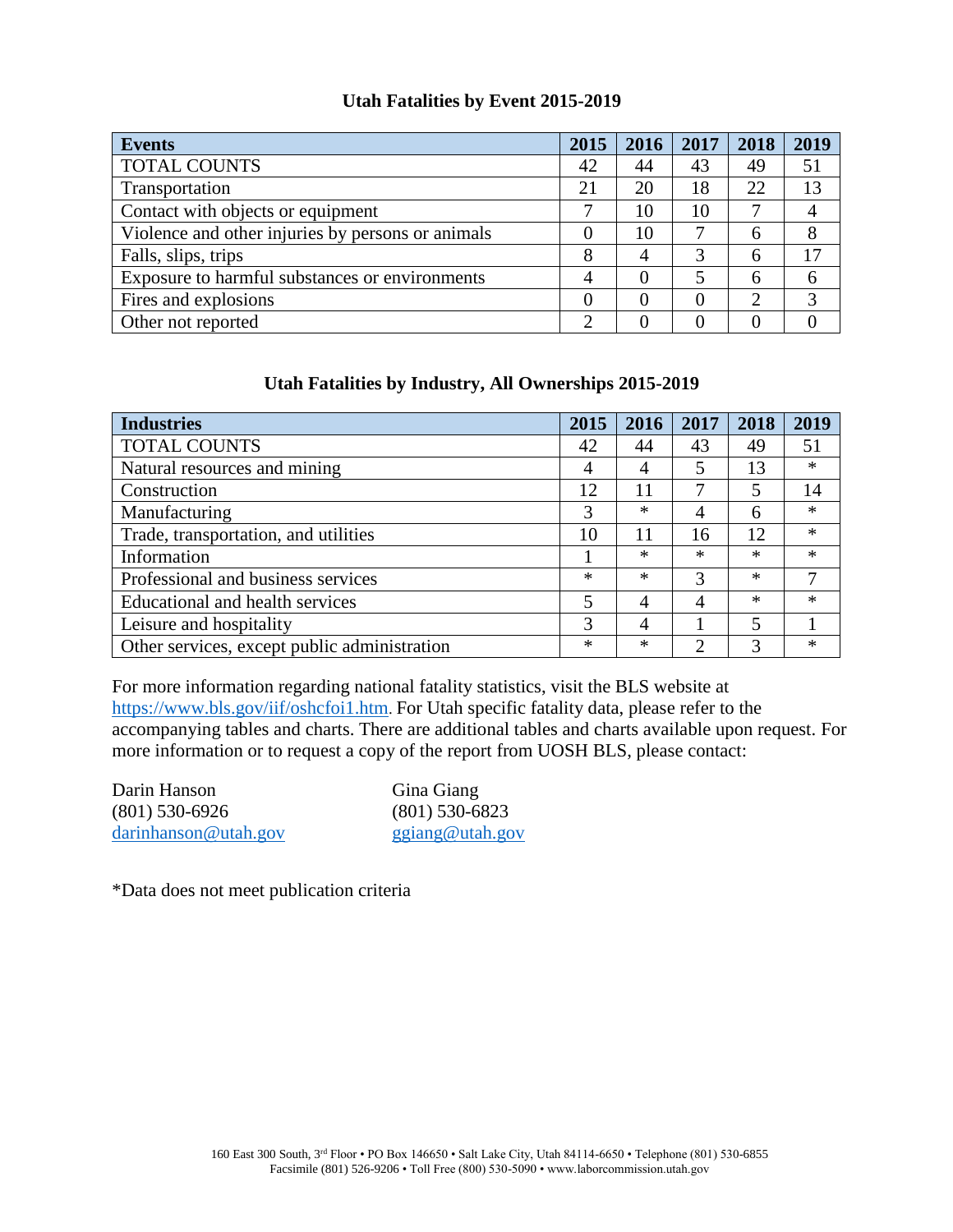## Utah Fatalities by Event 2015-2019

| Events | 2015 | 2016 | 2017 | 2018 | 2019 |
|---|---|---|---|---|---|
| TOTAL COUNTS | 42 | 44 | 43 | 49 | 51 |
| Transportation | 21 | 20 | 18 | 22 | 13 |
| Contact with objects or equipment | 7 | 10 | 10 | 7 | 4 |
| Violence and other injuries by persons or animals | 0 | 10 | 7 | 6 | 8 |
| Falls, slips, trips | 8 | 4 | 3 | 6 | 17 |
| Exposure to harmful substances or environments | 4 | 0 | 5 | 6 | 6 |
| Fires and explosions | 0 | 0 | 0 | 2 | 3 |
| Other not reported | 2 | 0 | 0 | 0 | 0 |

## Utah Fatalities by Industry, All Ownerships 2015-2019

| Industries | 2015 | 2016 | 2017 | 2018 | 2019 |
|---|---|---|---|---|---|
| TOTAL COUNTS | 42 | 44 | 43 | 49 | 51 |
| Natural resources and mining | 4 | 4 | 5 | 13 | * |
| Construction | 12 | 11 | 7 | 5 | 14 |
| Manufacturing | 3 | * | 4 | 6 | * |
| Trade, transportation, and utilities | 10 | 11 | 16 | 12 | * |
| Information | 1 | * | * | * | * |
| Professional and business services | * | * | 3 | * | 7 |
| Educational and health services | 5 | 4 | 4 | * | * |
| Leisure and hospitality | 3 | 4 | 1 | 5 | 1 |
| Other services, except public administration | * | * | 2 | 3 | * |

For more information regarding national fatality statistics, visit the BLS website at https://www.bls.gov/iif/oshcfoi1.htm. For Utah specific fatality data, please refer to the accompanying tables and charts. There are additional tables and charts available upon request. For more information or to request a copy of the report from UOSH BLS, please contact:

Darin Hanson
(801) 530-6926
darinhanson@utah.gov

Gina Giang
(801) 530-6823
ggiang@utah.gov

*Data does not meet publication criteria